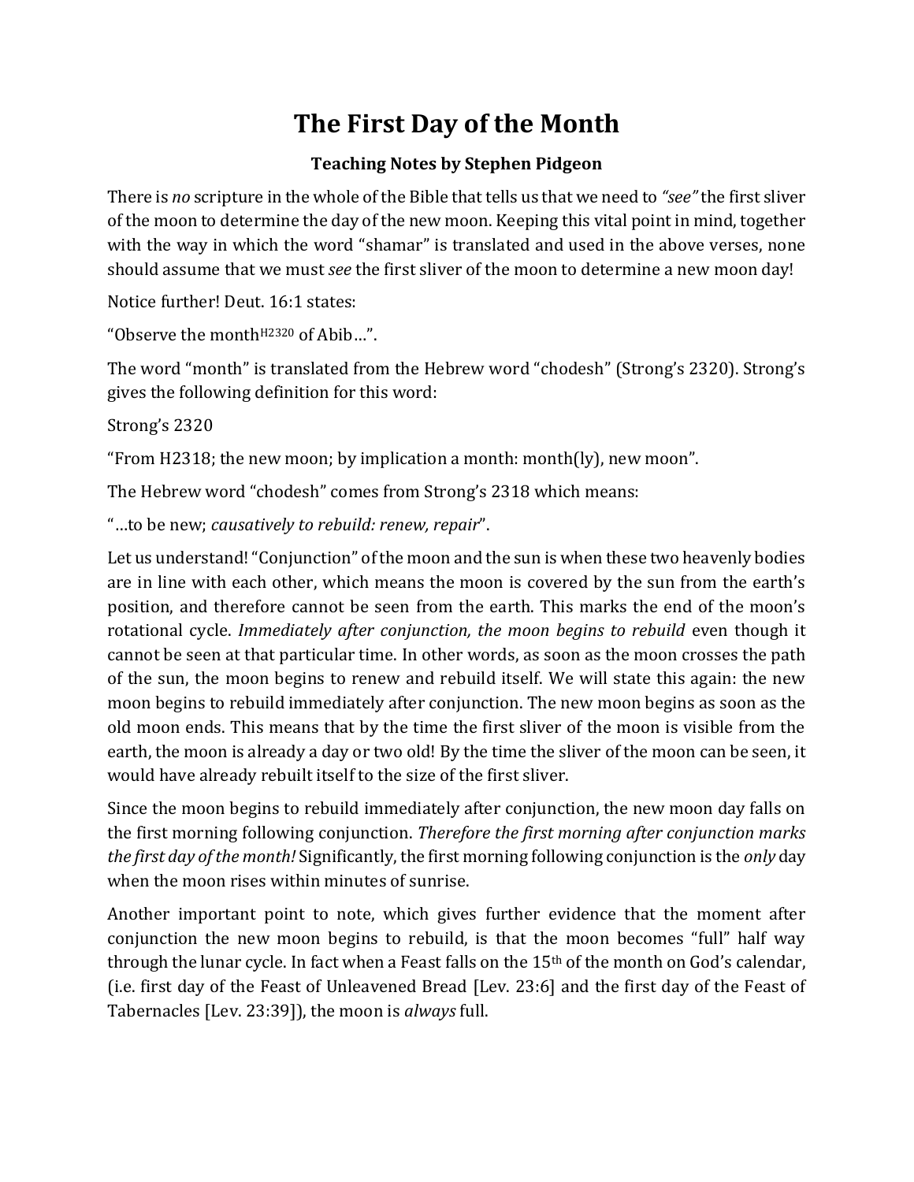# The First Day of the Month

**Teaching Notes by Stephen Pidgeon**

There is *no* scripture in the whole of the Bible that tells us that we need to *"see"* the first sliver of the moon to determine the day of the new moon. Keeping this vital point in mind, together with the way in which the word "shamar" is translated and used in the above verses, none should assume that we must *see* the first sliver of the moon to determine a new moon day!

Notice further! Deut. 16:1 states:

"Observe the month[H2320] of Abib…".

The word "month" is translated from the Hebrew word "chodesh" (Strong's 2320). Strong's gives the following definition for this word:

Strong's 2320

"From H2318; the new moon; by implication a month: month(ly), new moon".

The Hebrew word "chodesh" comes from Strong's 2318 which means:

"…to be new; *causatively to rebuild: renew, repair*".

Let us understand! "Conjunction" of the moon and the sun is when these two heavenly bodies are in line with each other, which means the moon is covered by the sun from the earth's position, and therefore cannot be seen from the earth. This marks the end of the moon's rotational cycle. *Immediately after conjunction, the moon begins to rebuild* even though it cannot be seen at that particular time. In other words, as soon as the moon crosses the path of the sun, the moon begins to renew and rebuild itself. We will state this again: the new moon begins to rebuild immediately after conjunction. The new moon begins as soon as the old moon ends. This means that by the time the first sliver of the moon is visible from the earth, the moon is already a day or two old! By the time the sliver of the moon can be seen, it would have already rebuilt itself to the size of the first sliver.

Since the moon begins to rebuild immediately after conjunction, the new moon day falls on the first morning following conjunction. *Therefore the first morning after conjunction marks the first day of the month!* Significantly, the first morning following conjunction is the *only* day when the moon rises within minutes of sunrise.

Another important point to note, which gives further evidence that the moment after conjunction the new moon begins to rebuild, is that the moon becomes "full" half way through the lunar cycle. In fact when a Feast falls on the 15th of the month on God's calendar, (i.e. first day of the Feast of Unleavened Bread [Lev. 23:6] and the first day of the Feast of Tabernacles [Lev. 23:39]), the moon is *always* full.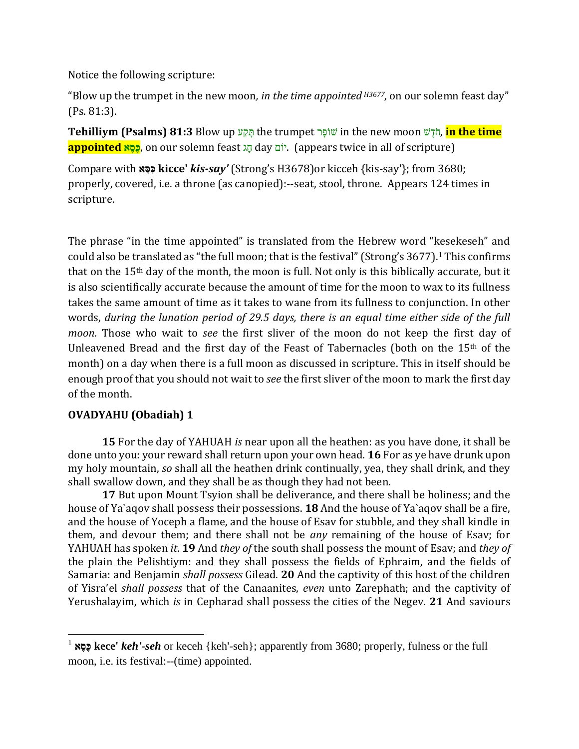Notice the following scripture:

“Blow up the trumpet in the new moon*, in the time appointed* *H3677*, on our solemn feast day” (Ps. 81:3).

**Tehilliym (Psalms) 81:3** Blow up תָּקַע the trumpet שׁוֹפָר in the new moon חֹדֶשׁ, **in the time appointed כֶּסֶא**, on our solemn feast חַג day יוֹם. (appears twice in all of scripture)

Compare with **כִּסֵּא kicce'** ***kis-say'*** (Strong’s H3678)or kicceh {kis-say'}; from 3680; properly, covered, i.e. a throne (as canopied):--seat, stool, throne. Appears 124 times in scripture.

The phrase “in the time appointed” is translated from the Hebrew word “kesekeseh” and could also be translated as “the full moon; that is the festival” (Strong’s 3677).[1] This confirms that on the 15th day of the month, the moon is full. Not only is this biblically accurate, but it is also scientifically accurate because the amount of time for the moon to wax to its fullness takes the same amount of time as it takes to wane from its fullness to conjunction. In other words, *during the lunation period of 29.5 days, there is an equal time either side of the full moon.* Those who wait to *see* the first sliver of the moon do not keep the first day of Unleavened Bread and the first day of the Feast of Tabernacles (both on the 15th of the month) on a day when there is a full moon as discussed in scripture. This in itself should be enough proof that you should not wait to *see* the first sliver of the moon to mark the first day of the month.

**OVADYAHU (Obadiah) 1**

**15** For the day of YAHUAH *is* near upon all the heathen: as you have done, it shall be done unto you: your reward shall return upon your own head. **16** For as ye have drunk upon my holy mountain, *so* shall all the heathen drink continually, yea, they shall drink, and they shall swallow down, and they shall be as though they had not been.

**17** But upon Mount Tsyion shall be deliverance, and there shall be holiness; and the house of Ya`aqov shall possess their possessions. **18** And the house of Ya`aqov shall be a fire, and the house of Yoceph a flame, and the house of Esav for stubble, and they shall kindle in them, and devour them; and there shall not be *any* remaining of the house of Esav; for YAHUAH has spoken *it*. **19** And *they of* the south shall possess the mount of Esav; and *they of* the plain the Pelishtiym: and they shall possess the fields of Ephraim, and the fields of Samaria: and Benjamin *shall possess* Gilead. **20** And the captivity of this host of the children of Yisra’el *shall possess* that of the Canaanites, *even* unto Zarephath; and the captivity of Yerushalayim, which *is* in Cepharad shall possess the cities of the Negev. **21** And saviours

---

[1] **כֶּסֶא kece'** ***keh'-seh*** or keceh {keh'-seh}; apparently from 3680; properly, fulness or the full moon, i.e. its festival:--(time) appointed.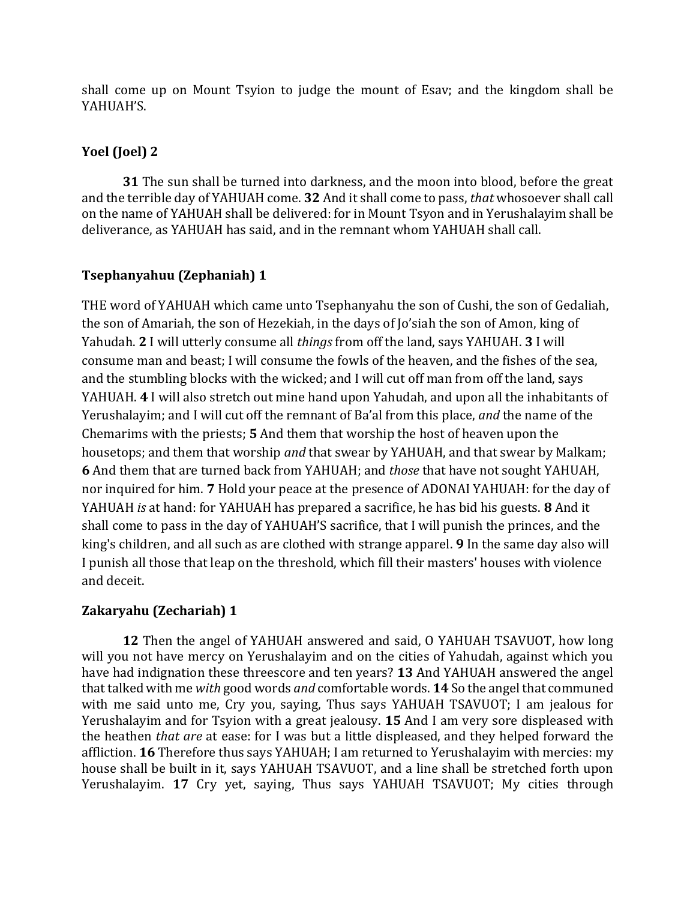shall come up on Mount Tsyion to judge the mount of Esav; and the kingdom shall be YAHUAH'S.

### Yoel (Joel) 2

**31** The sun shall be turned into darkness, and the moon into blood, before the great and the terrible day of YAHUAH come. **32** And it shall come to pass, *that* whosoever shall call on the name of YAHUAH shall be delivered: for in Mount Tsyon and in Yerushalayim shall be deliverance, as YAHUAH has said, and in the remnant whom YAHUAH shall call.

### Tsephanyahuu (Zephaniah) 1

THE word of YAHUAH which came unto Tsephanyahu the son of Cushi, the son of Gedaliah, the son of Amariah, the son of Hezekiah, in the days of Jo'siah the son of Amon, king of Yahudah. **2** I will utterly consume all *things* from off the land, says YAHUAH. **3** I will consume man and beast; I will consume the fowls of the heaven, and the fishes of the sea, and the stumbling blocks with the wicked; and I will cut off man from off the land, says YAHUAH. **4** I will also stretch out mine hand upon Yahudah, and upon all the inhabitants of Yerushalayim; and I will cut off the remnant of Ba'al from this place, *and* the name of the Chemarims with the priests; **5** And them that worship the host of heaven upon the housetops; and them that worship *and* that swear by YAHUAH, and that swear by Malkam; **6** And them that are turned back from YAHUAH; and *those* that have not sought YAHUAH, nor inquired for him. **7** Hold your peace at the presence of ADONAI YAHUAH: for the day of YAHUAH *is* at hand: for YAHUAH has prepared a sacrifice, he has bid his guests. **8** And it shall come to pass in the day of YAHUAH'S sacrifice, that I will punish the princes, and the king's children, and all such as are clothed with strange apparel. **9** In the same day also will I punish all those that leap on the threshold, which fill their masters' houses with violence and deceit.

### Zakaryahu (Zechariah) 1

**12** Then the angel of YAHUAH answered and said, O YAHUAH TSAVUOT, how long will you not have mercy on Yerushalayim and on the cities of Yahudah, against which you have had indignation these threescore and ten years? **13** And YAHUAH answered the angel that talked with me *with* good words *and* comfortable words. **14** So the angel that communed with me said unto me, Cry you, saying, Thus says YAHUAH TSAVUOT; I am jealous for Yerushalayim and for Tsyion with a great jealousy. **15** And I am very sore displeased with the heathen *that are* at ease: for I was but a little displeased, and they helped forward the affliction. **16** Therefore thus says YAHUAH; I am returned to Yerushalayim with mercies: my house shall be built in it, says YAHUAH TSAVUOT, and a line shall be stretched forth upon Yerushalayim. **17** Cry yet, saying, Thus says YAHUAH TSAVUOT; My cities through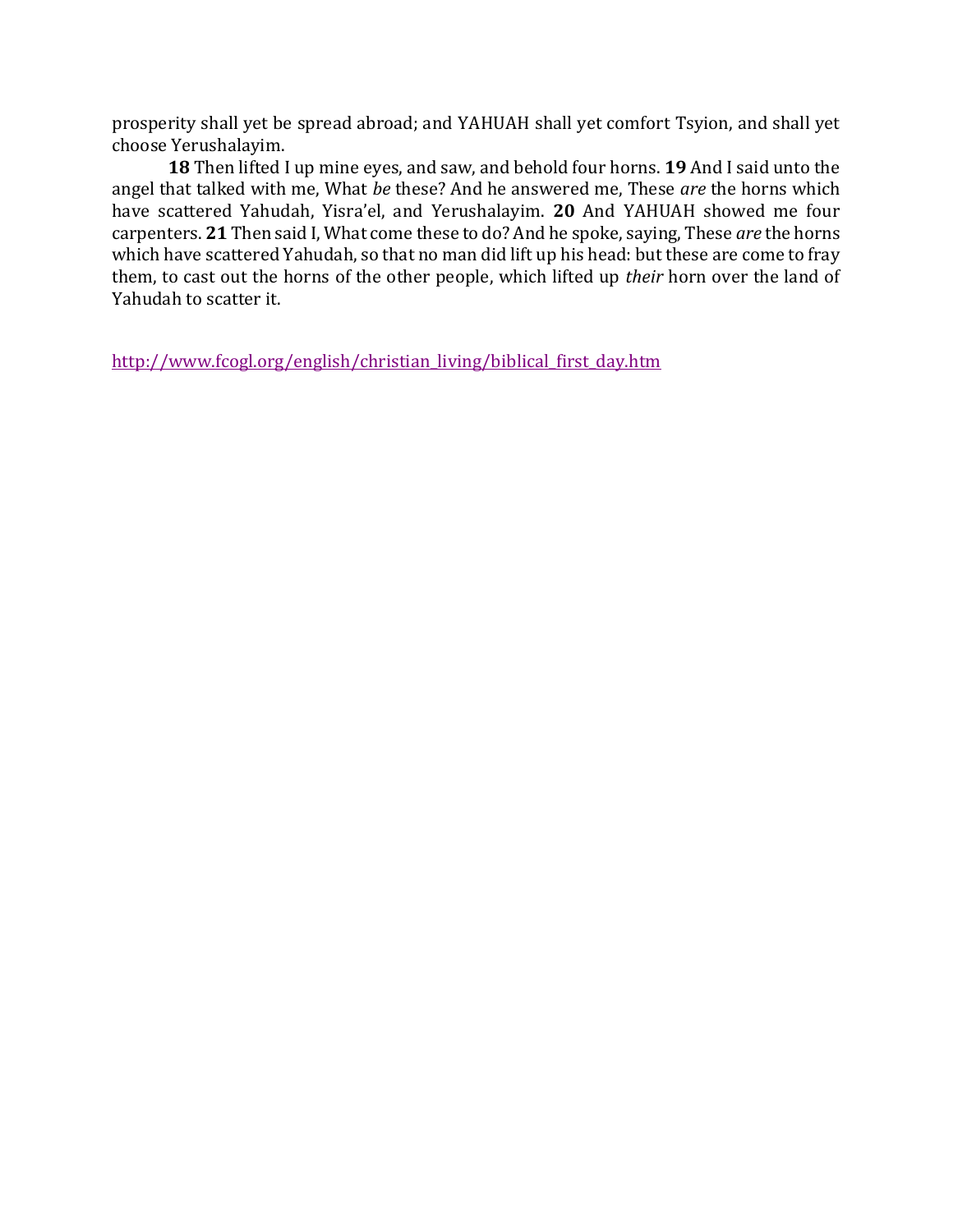prosperity shall yet be spread abroad; and YAHUAH shall yet comfort Tsyion, and shall yet choose Yerushalayim.

**18** Then lifted I up mine eyes, and saw, and behold four horns. **19** And I said unto the angel that talked with me, What *be* these? And he answered me, These *are* the horns which have scattered Yahudah, Yisra'el, and Yerushalayim. **20** And YAHUAH showed me four carpenters. **21** Then said I, What come these to do? And he spoke, saying, These *are* the horns which have scattered Yahudah, so that no man did lift up his head: but these are come to fray them, to cast out the horns of the other people, which lifted up *their* horn over the land of Yahudah to scatter it.

http://www.fcogl.org/english/christian_living/biblical_first_day.htm